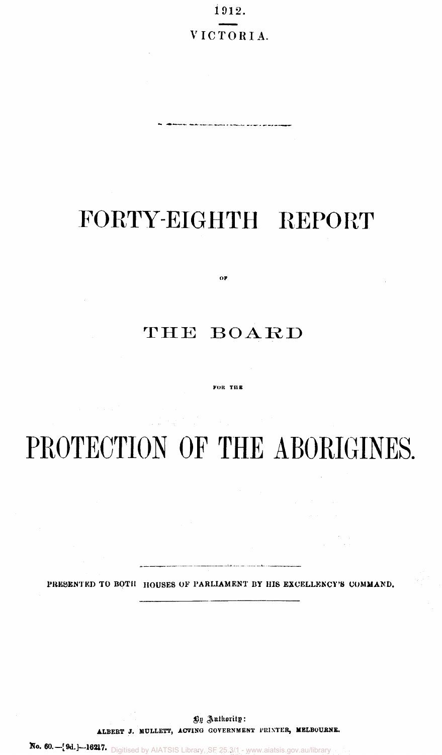1912.

VICTORIA.

# FORTY-EIGHTH REPORT

OF

## THE BOARD

FOR THE

# PROTECTION OF THE ABORIGINES.

PRESENTED TO BOTH HOUSES OF PARLIAMENT BY HIS EXCELLENCY'S COMMAND.

By Authority:

ALBERT J. MULLETT, ACTING GOVERNMENT PRINTER, MELBOURNE.

No. 60.—[9d.]—16217.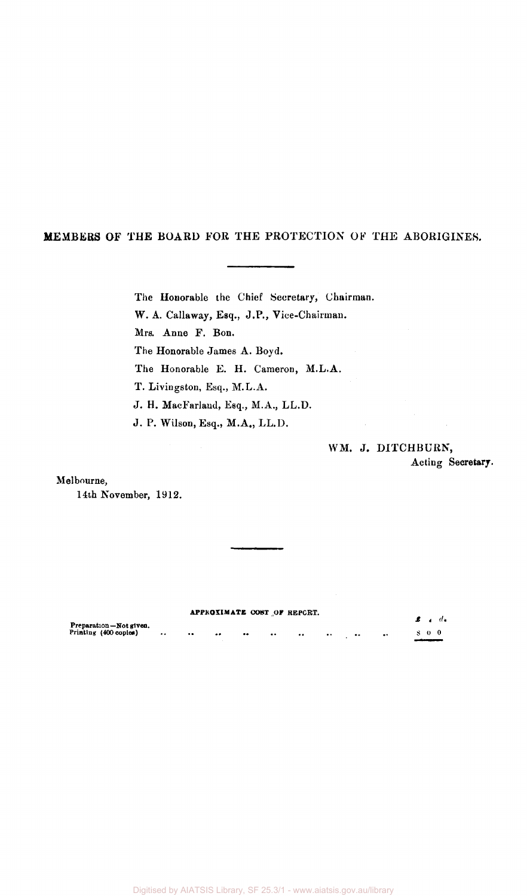## MEMBERS OF THE BOARD FOR THE PROTECTION OF THE ABORIGINES.

The Honorable the Chief Secretary, Chairman.

W. A. Callaway, Esq., J.P., Vice-Chairman.

Mrs. Anne F. Bon.

The Honorable James A. Boyd.

The Honorable E. H. Cameron, M.L.A.

T. Livingston, Esq., M.L.A.

J. H. MacFarland, Esq., M.A., LL.D.

J. P. Wilson, Esq., M.A., LL.D.

WM. J. DITCHBURN,
Acting Secretary.

Melbourne,
14th November, 1912.

---

APPROXIMATE COST OF REPORT.

| | £ s. d. |
|---|---|
| Preparation—Not given. | |
| Printing (400 copies) .. .. .. .. .. .. .. .. .. | 8 0 0 |

Digitised by AIATSIS Library, SF 25.3/1 - www.aiatsis.gov.au/library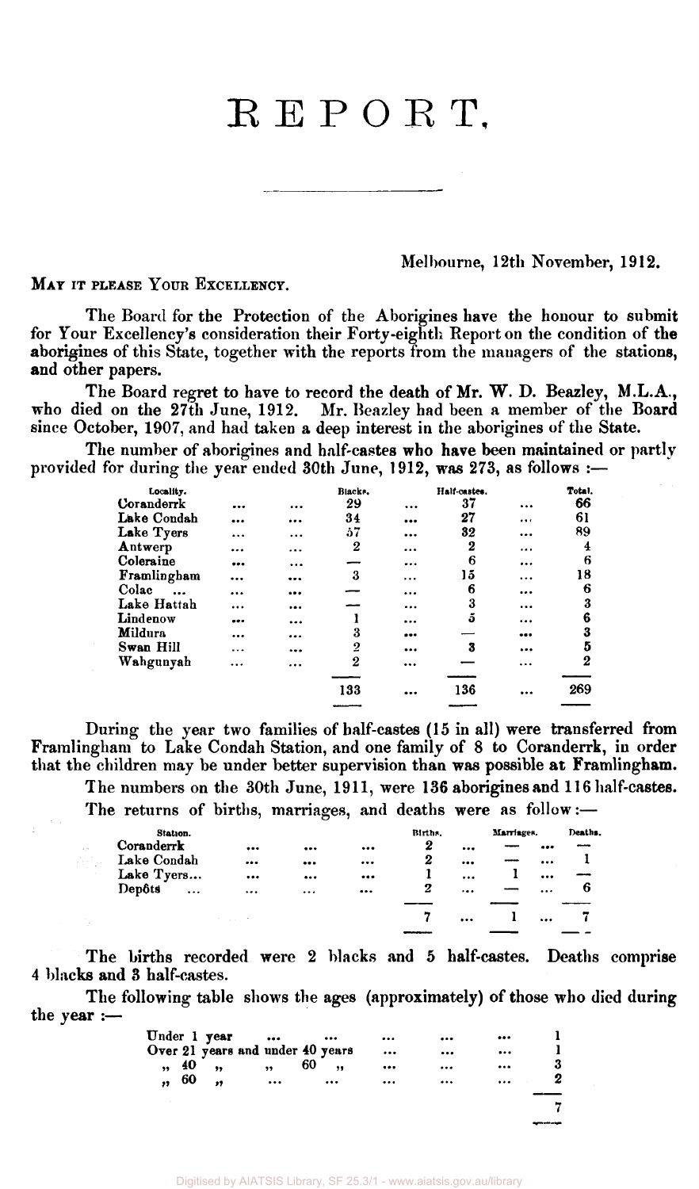# REPORT.

Melbourne, 12th November, 1912.

MAY IT PLEASE YOUR EXCELLENCY.

The Board for the Protection of the Aborigines have the honour to submit for Your Excellency's consideration their Forty-eighth Report on the condition of the aborigines of this State, together with the reports from the managers of the stations, and other papers.

The Board regret to have to record the death of Mr. W. D. Beazley, M.L.A., who died on the 27th June, 1912. Mr. Beazley had been a member of the Board since October, 1907, and had taken a deep interest in the aborigines of the State.

The number of aborigines and half-castes who have been maintained or partly provided for during the year ended 30th June, 1912, was 273, as follows :—

| Locality. | Blacks. | Half-castes. | Total. |
|---|---|---|---|
| Coranderrk | 29 | 37 | 66 |
| Lake Condah | 34 | 27 | 61 |
| Lake Tyers | 57 | 32 | 89 |
| Antwerp | 2 | 2 | 4 |
| Coleraine | — | 6 | 6 |
| Framlingham | 3 | 15 | 18 |
| Colac | — | 6 | 6 |
| Lake Hattah | — | 3 | 3 |
| Lindenow | 1 | 5 | 6 |
| Mildura | 3 | — | 3 |
| Swan Hill | 2 | 3 | 5 |
| Wahgunyah | 2 | — | 2 |
| | 133 | 136 | 269 |

During the year two families of half-castes (15 in all) were transferred from Framlingham to Lake Condah Station, and one family of 8 to Coranderrk, in order that the children may be under better supervision than was possible at Framlingham.

The numbers on the 30th June, 1911, were 136 aborigines and 116 half-castes.

The returns of births, marriages, and deaths were as follow :—

| Station. | Births. | Marriages. | Deaths. |
|---|---|---|---|
| Coranderrk | 2 | — | — |
| Lake Condah | 2 | — | 1 |
| Lake Tyers... | 1 | 1 | — |
| Depôts | 2 | — | 6 |
| | 7 | 1 | 7 |

The births recorded were 2 blacks and 5 half-castes. Deaths comprise 4 blacks and 3 half-castes.

The following table shows the ages (approximately) of those who died during the year :—

| | |
|---|---|
| Under 1 year | 1 |
| Over 21 years and under 40 years | 1 |
| " 40 " " 60 " | 3 |
| " 60 " | 2 |
| | 7 |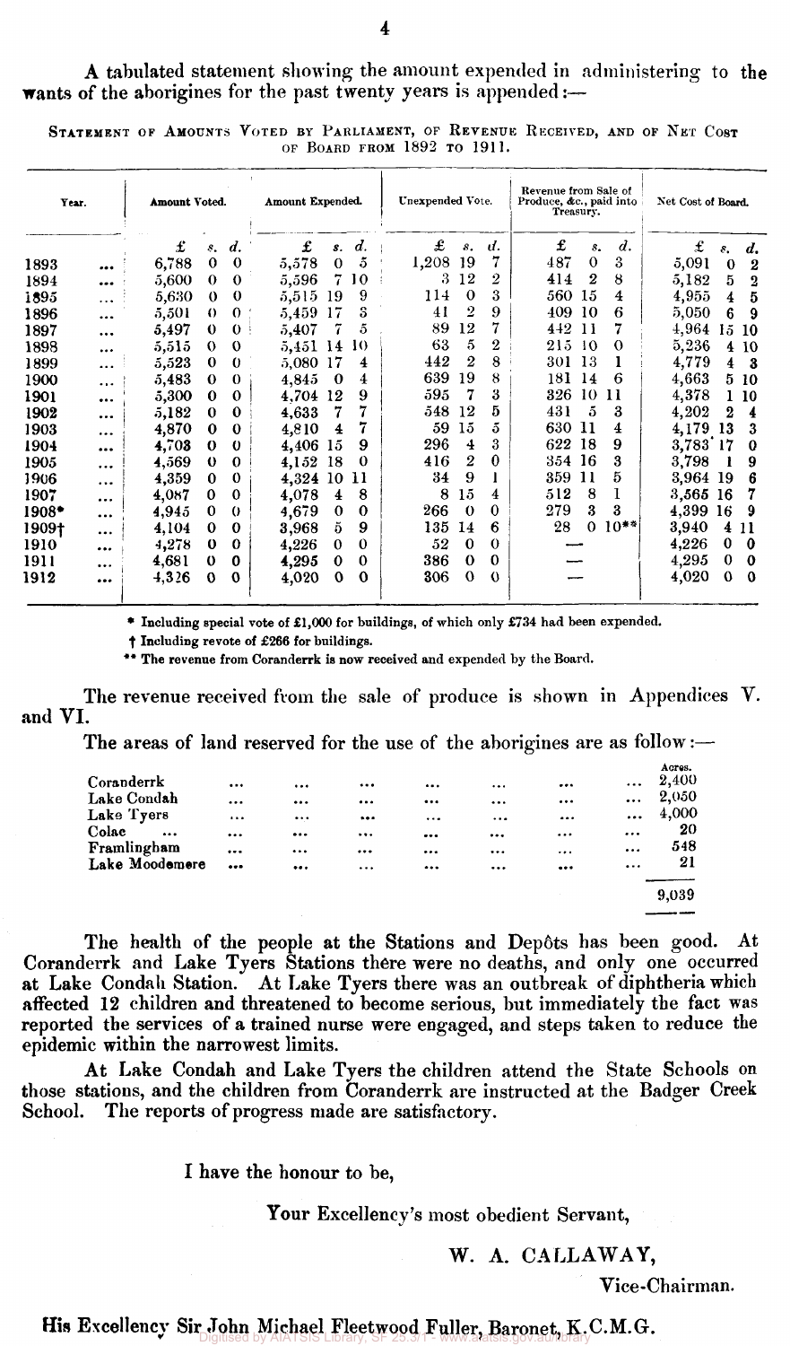A tabulated statement showing the amount expended in administering to the wants of the aborigines for the past twenty years is appended:—

STATEMENT OF AMOUNTS VOTED BY PARLIAMENT, OF REVENUE RECEIVED, AND OF NET COST OF BOARD FROM 1892 TO 1911.

| Year. | Amount Voted. | Amount Expended. | Unexpended Vote. | Revenue from Sale of Produce, &c., paid into Treasury. | Net Cost of Board. |
|---|---|---|---|---|---|
| | £ s. d. | £ s. d. | £ s. d. | £ s. d. | £ s. d. |
| 1893 ... | 6,788 0 0 | 5,578 0 5 | 1,208 19 7 | 487 0 3 | 5,091 0 2 |
| 1894 ... | 5,600 0 0 | 5,596 7 10 | 3 12 2 | 414 2 8 | 5,182 5 2 |
| 1895 ... | 5,630 0 0 | 5,515 19 9 | 114 0 3 | 560 15 4 | 4,955 4 5 |
| 1896 ... | 5,501 0 0 | 5,459 17 3 | 41 2 9 | 409 10 6 | 5,050 6 9 |
| 1897 ... | 5,497 0 0 | 5,407 7 5 | 89 12 7 | 442 11 7 | 4,964 15 10 |
| 1898 ... | 5,515 0 0 | 5,451 14 10 | 63 5 2 | 215 10 0 | 5,236 4 10 |
| 1899 ... | 5,523 0 0 | 5,080 17 4 | 442 2 8 | 301 13 1 | 4,779 4 3 |
| 1900 ... | 5,483 0 0 | 4,845 0 4 | 639 19 8 | 181 14 6 | 4,663 5 10 |
| 1901 ... | 5,300 0 0 | 4,704 12 9 | 595 7 3 | 326 10 11 | 4,378 1 10 |
| 1902 ... | 5,182 0 0 | 4,633 7 7 | 548 12 5 | 431 5 3 | 4,202 2 4 |
| 1903 ... | 4,870 0 0 | 4,810 4 7 | 59 15 5 | 630 11 4 | 4,179 13 3 |
| 1904 ... | 4,703 0 0 | 4,406 15 9 | 296 4 3 | 622 18 9 | 3,783 17 0 |
| 1905 ... | 4,569 0 0 | 4,152 18 0 | 416 2 0 | 354 16 3 | 3,798 1 9 |
| 1906 ... | 4,359 0 0 | 4,324 10 11 | 34 9 1 | 359 11 5 | 3,964 19 6 |
| 1907 ... | 4,087 0 0 | 4,078 4 8 | 8 15 4 | 512 8 1 | 3,565 16 7 |
| 1908* ... | 4,945 0 0 | 4,679 0 0 | 266 0 0 | 279 3 3 | 4,399 16 9 |
| 1909† ... | 4,104 0 0 | 3,968 5 9 | 135 14 6 | 28 0 10** | 3,940 4 11 |
| 1910 ... | 4,278 0 0 | 4,226 0 0 | 52 0 0 | — | 4,226 0 0 |
| 1911 ... | 4,681 0 0 | 4,295 0 0 | 386 0 0 | — | 4,295 0 0 |
| 1912 ... | 4,326 0 0 | 4,020 0 0 | 306 0 0 | — | 4,020 0 0 |

\* Including special vote of £1,000 for buildings, of which only £734 had been expended.

† Including revote of £266 for buildings.

** The revenue from Coranderrk is now received and expended by the Board.

The revenue received from the sale of produce is shown in Appendices V. and VI.

The areas of land reserved for the use of the aborigines are as follow:—

| | Acres. |
|---|---|
| Coranderrk ... | 2,400 |
| Lake Condah ... | 2,050 |
| Lake Tyers ... | 4,000 |
| Colac ... | 20 |
| Framlingham ... | 548 |
| Lake Moodemere ... | 21 |
| | 9,039 |

The health of the people at the Stations and Depôts has been good. At Coranderrk and Lake Tyers Stations there were no deaths, and only one occurred at Lake Condah Station. At Lake Tyers there was an outbreak of diphtheria which affected 12 children and threatened to become serious, but immediately the fact was reported the services of a trained nurse were engaged, and steps taken to reduce the epidemic within the narrowest limits.

At Lake Condah and Lake Tyers the children attend the State Schools on those stations, and the children from Coranderrk are instructed at the Badger Creek School. The reports of progress made are satisfactory.

I have the honour to be,

Your Excellency's most obedient Servant,

W. A. CALLAWAY,

Vice-Chairman.

His Excellency Sir John Michael Fleetwood Fuller, Baronet, K.C.M.G.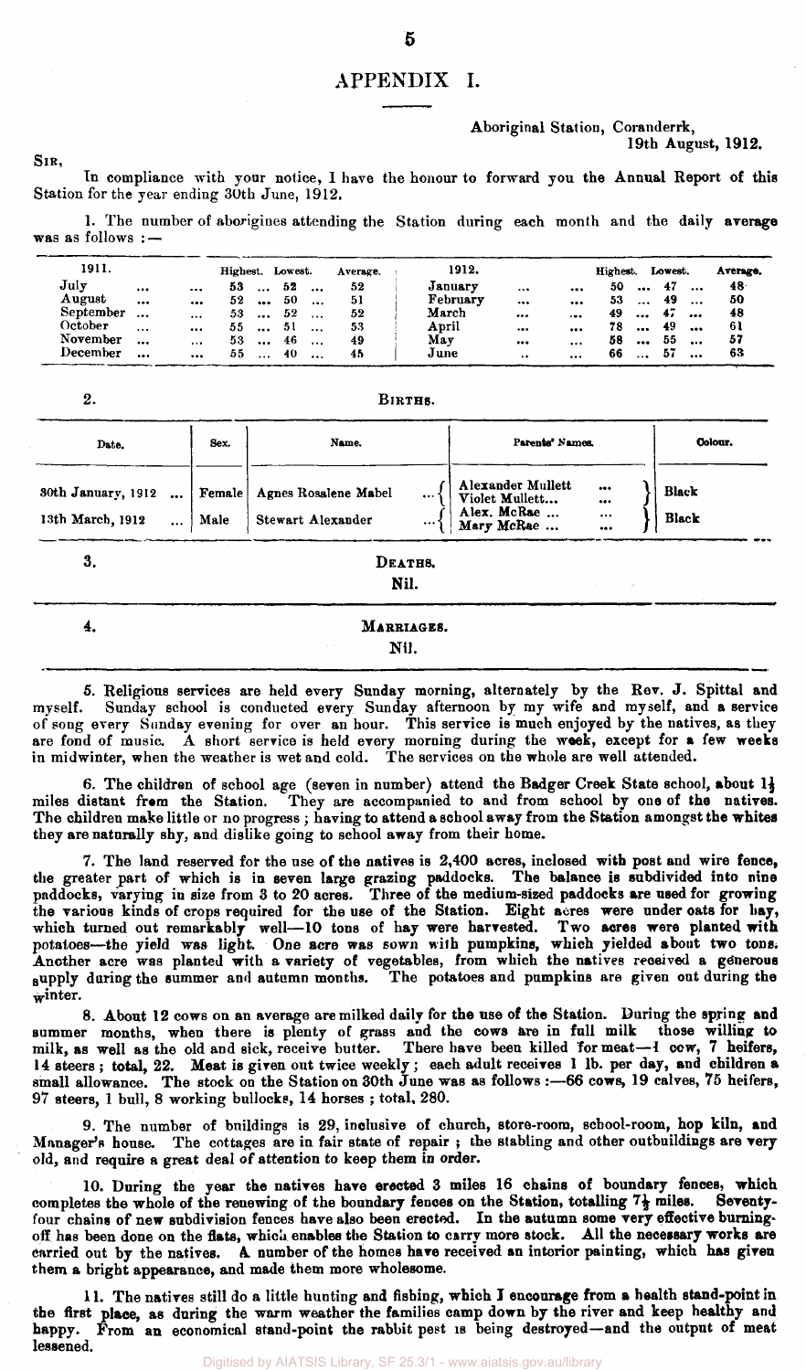# APPENDIX I.

Aboriginal Station, Coranderrk,
19th August, 1912.

SIR,

In compliance with your notice, I have the honour to forward you the Annual Report of this Station for the year ending 30th June, 1912.

1. The number of aborigines attending the Station during each month and the daily average was as follows :—

| 1911. | Highest. | Lowest. | Average. | 1912. | Highest. | Lowest. | Average. |
|---|---|---|---|---|---|---|---|
| July | 53 | 52 | 52 | January | 50 | 47 | 48 |
| August | 52 | 50 | 51 | February | 53 | 49 | 50 |
| September | 53 | 52 | 52 | March | 49 | 47 | 48 |
| October | 55 | 51 | 53 | April | 78 | 49 | 61 |
| November | 53 | 46 | 49 | May | 58 | 55 | 57 |
| December | 55 | 40 | 45 | June | 66 | 57 | 63 |

2. BIRTHS.

| Date. | Sex. | Name. | Parents' Names. | Colour. |
|---|---|---|---|---|
| 30th January, 1912 | Female | Agnes Rosalene Mabel | Alexander Mullett, Violet Mullett | Black |
| 13th March, 1912 | Male | Stewart Alexander | Alex. McRae, Mary McRae | Black |

3. DEATHS.

Nil.

4. MARRIAGES.

Nil.

5. Religious services are held every Sunday morning, alternately by the Rev. J. Spittal and myself. Sunday school is conducted every Sunday afternoon by my wife and myself, and a service of song every Sunday evening for over an hour. This service is much enjoyed by the natives, as they are fond of music. A short service is held every morning during the week, except for a few weeks in midwinter, when the weather is wet and cold. The services on the whole are well attended.

6. The children of school age (seven in number) attend the Badger Creek State school, about 1½ miles distant from the Station. They are accompanied to and from school by one of the natives. The children make little or no progress ; having to attend a school away from the Station amongst the whites they are naturally shy, and dislike going to school away from their home.

7. The land reserved for the use of the natives is 2,400 acres, inclosed with post and wire fence, the greater part of which is in seven large grazing paddocks. The balance is subdivided into nine paddocks, varying in size from 3 to 20 acres. Three of the medium-sized paddocks are used for growing the various kinds of crops required for the use of the Station. Eight acres were under oats for hay, which turned out remarkably well—10 tons of hay were harvested. Two acres were planted with potatoes—the yield was light. One acre was sown with pumpkins, which yielded about two tons. Another acre was planted with a variety of vegetables, from which the natives received a generous supply during the summer and autumn months. The potatoes and pumpkins are given out during the winter.

8. About 12 cows on an average are milked daily for the use of the Station. During the spring and summer months, when there is plenty of grass and the cows are in full milk those willing to milk, as well as the old and sick, receive butter. There have been killed for meat—1 cow, 7 heifers, 14 steers ; total, 22. Meat is given out twice weekly ; each adult receives 1 lb. per day, and children a small allowance. The stock on the Station on 30th June was as follows :—66 cows, 19 calves, 75 heifers, 97 steers, 1 bull, 8 working bullocks, 14 horses ; total, 280.

9. The number of buildings is 29, inclusive of church, store-room, school-room, hop kiln, and Manager's house. The cottages are in fair state of repair ; the stabling and other outbuildings are very old, and require a great deal of attention to keep them in order.

10. During the year the natives have erected 3 miles 16 chains of boundary fences, which completes the whole of the renewing of the boundary fences on the Station, totalling 7½ miles. Seventy-four chains of new subdivision fences have also been erected. In the autumn some very effective burning-off has been done on the flats, which enables the Station to carry more stock. All the necessary works are carried out by the natives. A number of the homes have received an interior painting, which has given them a bright appearance, and made them more wholesome.

11. The natives still do a little hunting and fishing, which I encourage from a health stand-point in the first place, as during the warm weather the families camp down by the river and keep healthy and happy. From an economical stand-point the rabbit pest is being destroyed—and the output of meat lessened.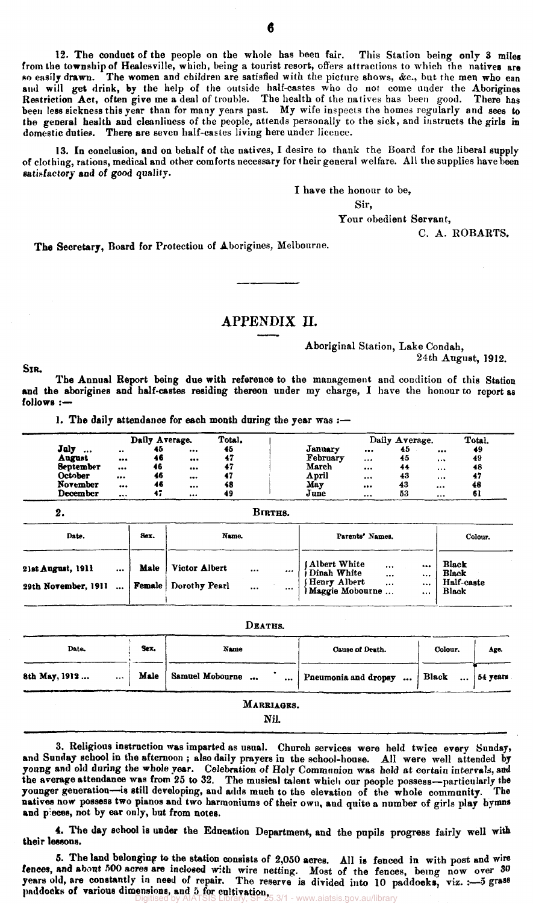12. The conduct of the people on the whole has been fair. This Station being only 3 miles from the township of Healesville, which, being a tourist resort, offers attractions to which the natives are so easily drawn. The women and children are satisfied with the picture shows, &c., but the men who can and will get drink, by the help of the outside half-castes who do not come under the Aborigines Restriction Act, often give me a deal of trouble. The health of the natives has been good. There has been less sickness this year than for many years past. My wife inspects the homes regularly and sees to the general health and cleanliness of the people, attends personally to the sick, and instructs the girls in domestic duties. There are seven half-castes living here under licence.

13. In conclusion, and on behalf of the natives, I desire to thank the Board for the liberal supply of clothing, rations, medical and other comforts necessary for their general welfare. All the supplies have been satisfactory and of good quality.

I have the honour to be,

Sir,

Your obedient Servant,

C. A. ROBARTS.

The Secretary, Board for Protection of Aborigines, Melbourne.

---

## APPENDIX II.

Aboriginal Station, Lake Condah,
24th August, 1912.

SIR.

The Annual Report being due with reference to the management and condition of this Station and the aborigines and half-castes residing thereon under my charge, I have the honour to report as follows :—

1. The daily attendance for each month during the year was :—

| | Daily Average. | Total. | | Daily Average. | Total. |
|---|---|---|---|---|---|
| July ... | 45 | 45 | January ... | 45 | 49 |
| August ... | 46 | 47 | February ... | 45 | 49 |
| September ... | 46 | 47 | March ... | 44 | 48 |
| October ... | 46 | 47 | April ... | 43 | 47 |
| November ... | 46 | 48 | May ... | 43 | 48 |
| December ... | 47 | 49 | June ... | 53 | 61 |

2. BIRTHS.

| Date. | Sex. | Name. | Parents' Names. | Colour. |
|---|---|---|---|---|
| 21st August, 1911 ... | Male | Victor Albert ... ... | Albert White ... ...<br>Dinah White ... ... | Black<br>Black |
| 29th November, 1911 ... | Female | Dorothy Pearl ... ... | Henry Albert ... ...<br>Maggie Mobourne ... ... | Half-caste<br>Black |

DEATHS.

| Date. | Sex. | Name | Cause of Death. | Colour. | Age. |
|---|---|---|---|---|---|
| 8th May, 1912 ... ... | Male | Samuel Mobourne ... ... | Pneumonia and dropsy ... | Black ... | 54 years |

MARRIAGES.

Nil.

3. Religious instruction was imparted as usual. Church services were held twice every Sunday, and Sunday school in the afternoon ; also daily prayers in the school-house. All were well attended by young and old during the whole year. Celebration of Holy Communion was held at certain intervals, and the average attendance was from 25 to 32. The musical talent which our people possess—particularly the younger generation—is still developing, and adds much to the elevation of the whole community. The natives now possess two pianos and two harmoniums of their own, and quite a number of girls play hymns and pieces, not by ear only, but from notes.

4. The day school is under the Education Department, and the pupils progress fairly well with their lessons.

5. The land belonging to the station consists of 2,050 acres. All is fenced in with post and wire fences, and about 500 acres are inclosed with wire netting. Most of the fences, being now over 30 years old, are constantly in need of repair. The reserve is divided into 10 paddocks, viz. :—5 grass paddocks of various dimensions, and 5 for cultivation.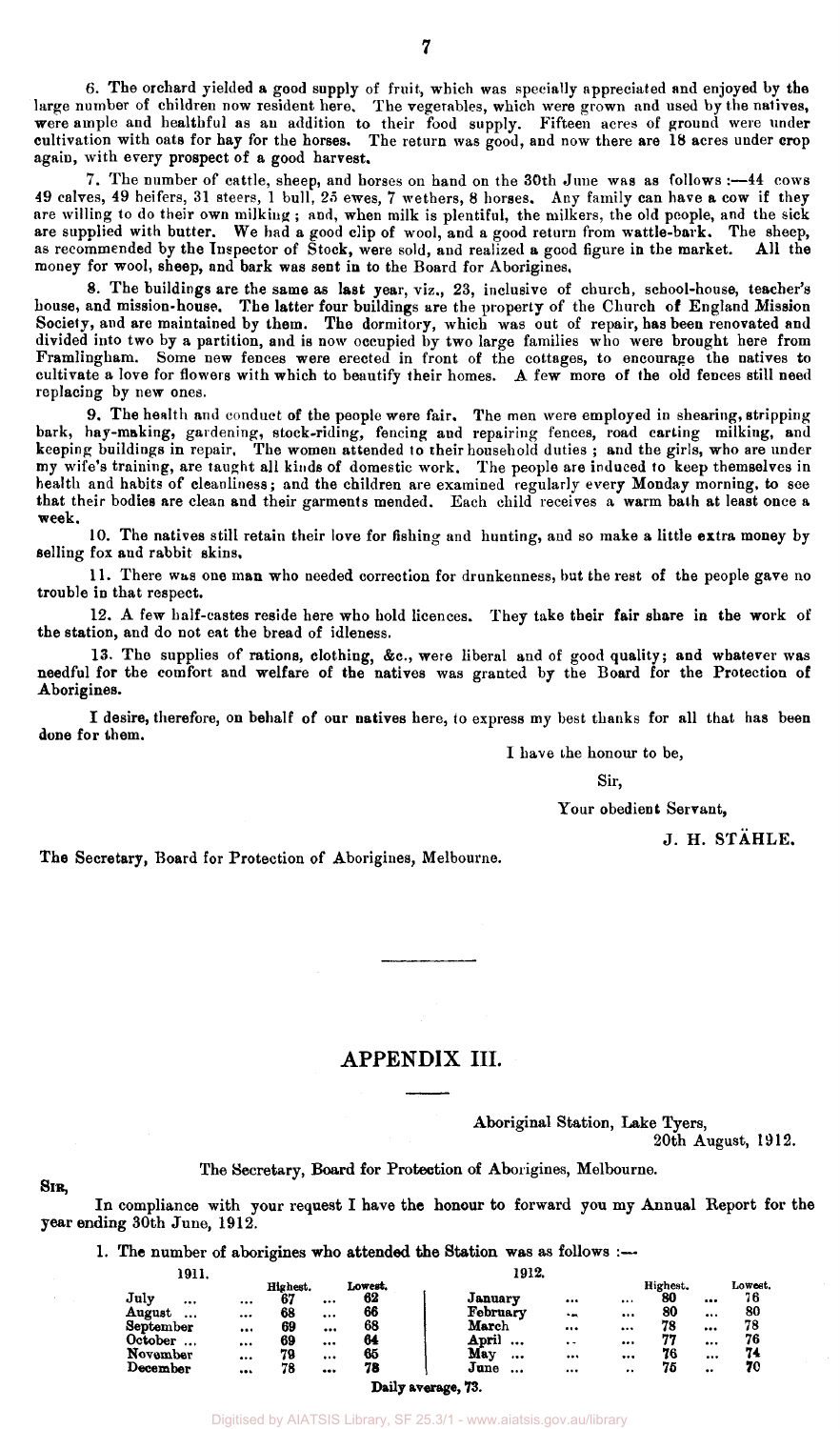6. The orchard yielded a good supply of fruit, which was specially appreciated and enjoyed by the large number of children now resident here. The vegetables, which were grown and used by the natives, were ample and healthful as an addition to their food supply. Fifteen acres of ground were under cultivation with oats for hay for the horses. The return was good, and now there are 18 acres under crop again, with every prospect of a good harvest.

7. The number of cattle, sheep, and horses on hand on the 30th June was as follows :—44 cows 49 calves, 49 heifers, 31 steers, 1 bull, 25 ewes, 7 wethers, 8 horses. Any family can have a cow if they are willing to do their own milking ; and, when milk is plentiful, the milkers, the old people, and the sick are supplied with butter. We had a good clip of wool, and a good return from wattle-bark. The sheep, as recommended by the Inspector of Stock, were sold, and realized a good figure in the market. All the money for wool, sheep, and bark was sent in to the Board for Aborigines.

8. The buildings are the same as last year, viz., 23, inclusive of church, school-house, teacher's house, and mission-house. The latter four buildings are the property of the Church of England Mission Society, and are maintained by them. The dormitory, which was out of repair, has been renovated and divided into two by a partition, and is now occupied by two large families who were brought here from Framlingham. Some new fences were erected in front of the cottages, to encourage the natives to cultivate a love for flowers with which to beautify their homes. A few more of the old fences still need replacing by new ones.

9. The health and conduct of the people were fair. The men were employed in shearing, stripping bark, hay-making, gardening, stock-riding, fencing and repairing fences, road carting milking, and keeping buildings in repair. The women attended to their household duties ; and the girls, who are under my wife's training, are taught all kinds of domestic work. The people are induced to keep themselves in health and habits of cleanliness; and the children are examined regularly every Monday morning, to see that their bodies are clean and their garments mended. Each child receives a warm bath at least once a week.

10. The natives still retain their love for fishing and hunting, and so make a little extra money by selling fox and rabbit skins.

11. There was one man who needed correction for drunkenness, but the rest of the people gave no trouble in that respect.

12. A few half-castes reside here who hold licences. They take their fair share in the work of the station, and do not eat the bread of idleness.

13. The supplies of rations, clothing, &c., were liberal and of good quality; and whatever was needful for the comfort and welfare of the natives was granted by the Board for the Protection of Aborigines.

I desire, therefore, on behalf of our natives here, to express my best thanks for all that has been done for them.

I have the honour to be,

Sir,

Your obedient Servant,

J. H. STÄHLE.

The Secretary, Board for Protection of Aborigines, Melbourne.

---

## APPENDIX III.

Aboriginal Station, Lake Tyers,
20th August, 1912.

The Secretary, Board for Protection of Aborigines, Melbourne.

SIR,

In compliance with your request I have the honour to forward you my Annual Report for the year ending 30th June, 1912.

1. The number of aborigines who attended the Station was as follows :—

| 1911. | Highest. | Lowest. | 1912. | Highest. | Lowest. |
|---|---|---|---|---|---|
| July ... | 67 | 62 | January ... | 80 | 76 |
| August ... | 68 | 66 | February ... | 80 | 80 |
| September | 69 | 68 | March ... | 78 | 78 |
| October ... | 69 | 64 | April ... | 77 | 76 |
| November | 79 | 65 | May ... | 76 | 74 |
| December | 78 | 78 | June ... | 75 | 70 |

Daily average, 73.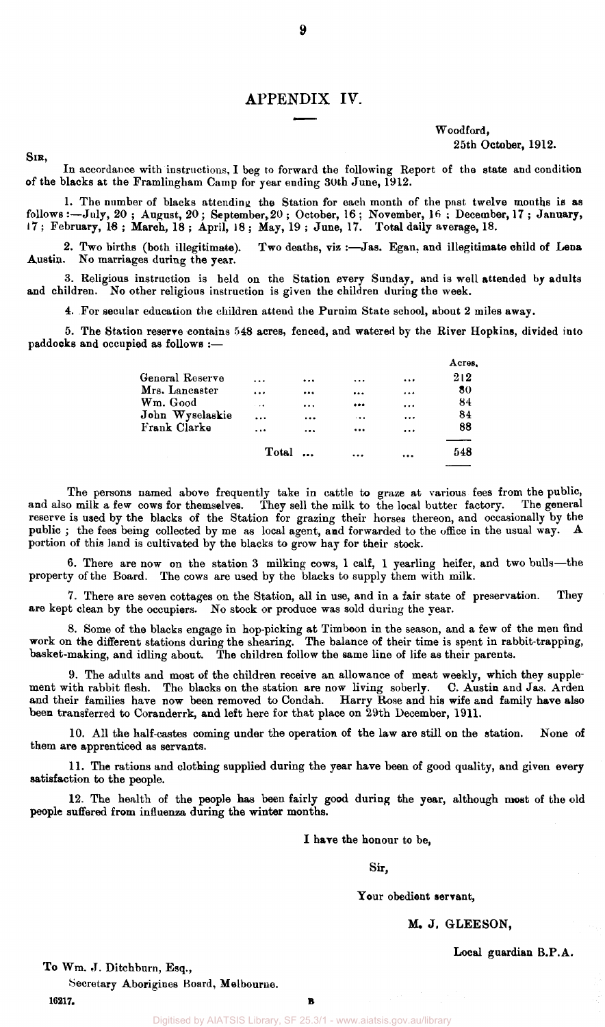# APPENDIX IV.

Woodford,
25th October, 1912.

SIR,

In accordance with instructions, I beg to forward the following Report of the state and condition of the blacks at the Framlingham Camp for year ending 30th June, 1912.

1. The number of blacks attending the Station for each month of the past twelve months is as follows:—July, 20; August, 20; September, 20; October, 16; November, 16; December, 17; January, 17; February, 18; March, 18; April, 18; May, 19; June, 17. Total daily average, 18.

2. Two births (both illegitimate). Two deaths, viz:—Jas. Egan, and illegitimate child of Lena Austin. No marriages during the year.

3. Religious instruction is held on the Station every Sunday, and is well attended by adults and children. No other religious instruction is given the children during the week.

4. For secular education the children attend the Purnim State school, about 2 miles away.

5. The Station reserve contains 548 acres, fenced, and watered by the River Hopkins, divided into paddocks and occupied as follows:—

| | Acres. |
|---|---|
| General Reserve ... ... ... ... | 212 |
| Mrs. Lancaster ... ... ... ... | 80 |
| Wm. Good ... ... ... ... | 84 |
| John Wyselaskie ... ... ... ... | 84 |
| Frank Clarke ... ... ... ... | 88 |
| Total ... ... ... | 548 |

The persons named above frequently take in cattle to graze at various fees from the public, and also milk a few cows for themselves. They sell the milk to the local butter factory. The general reserve is used by the blacks of the Station for grazing their horses thereon, and occasionally by the public; the fees being collected by me as local agent, and forwarded to the office in the usual way. A portion of this land is cultivated by the blacks to grow hay for their stock.

6. There are now on the station 3 milking cows, 1 calf, 1 yearling heifer, and two bulls—the property of the Board. The cows are used by the blacks to supply them with milk.

7. There are seven cottages on the Station, all in use, and in a fair state of preservation. They are kept clean by the occupiers. No stock or produce was sold during the year.

8. Some of the blacks engage in hop-picking at Timboon in the season, and a few of the men find work on the different stations during the shearing. The balance of their time is spent in rabbit-trapping, basket-making, and idling about. The children follow the same line of life as their parents.

9. The adults and most of the children receive an allowance of meat weekly, which they supplement with rabbit flesh. The blacks on the station are now living soberly. C. Austin and Jas. Arden and their families have now been removed to Condah. Harry Rose and his wife and family have also been transferred to Coranderrk, and left here for that place on 29th December, 1911.

10. All the half-castes coming under the operation of the law are still on the station. None of them are apprenticed as servants.

11. The rations and clothing supplied during the year have been of good quality, and given every satisfaction to the people.

12. The health of the people has been fairly good during the year, although most of the old people suffered from influenza during the winter months.

I have the honour to be,

Sir,

Your obedient servant,

**M. J. GLEESON,**

Local guardian B.P.A.

To Wm. J. Ditchburn, Esq.,

Secretary Aborigines Board, Melbourne.

16217. B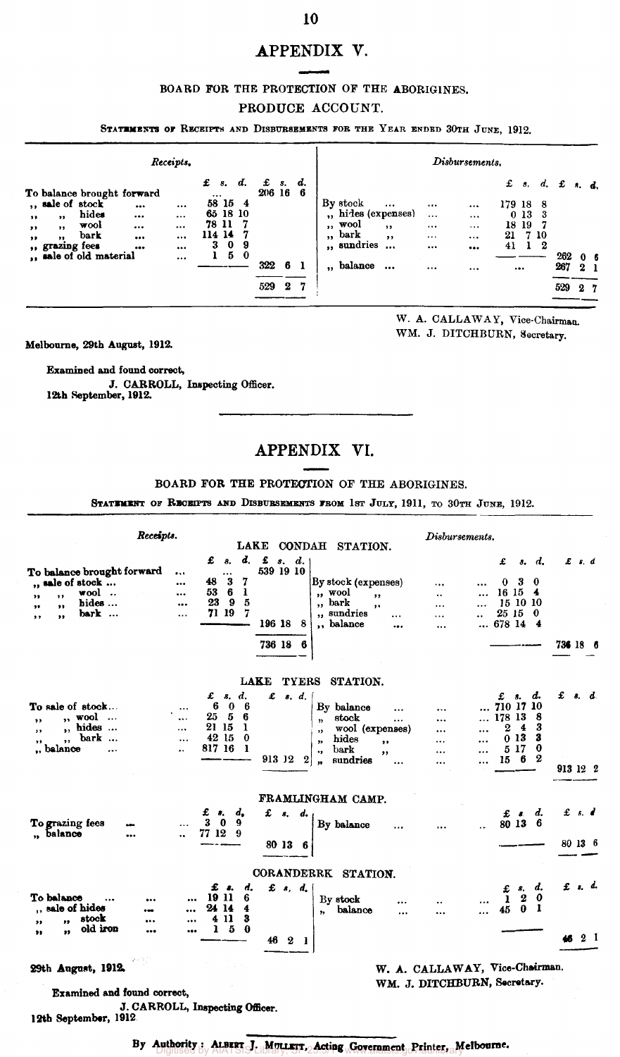# APPENDIX V.

BOARD FOR THE PROTECTION OF THE ABORIGINES.

PRODUCE ACCOUNT.

STATEMENTS OF RECEIPTS AND DISBURSEMENTS FOR THE YEAR ENDED 30TH JUNE, 1912.

| Receipts. | £ s. d. | £ s. d. | Disbursements. | £ s. d. | £ s. d. |
|---|---|---|---|---|---|
| To balance brought forward | ... | 206 16 6 | By stock | 179 18 8 | |
| ,, sale of stock | 58 15 4 | | ,, hides (expenses) | 0 13 3 | |
| ,, ,, hides | 65 18 10 | | ,, wool ,, | 18 19 7 | |
| ,, ,, wool | 78 11 7 | | ,, bark ,, | 21 7 10 | |
| ,, ,, bark | 114 14 7 | | ,, sundries | 41 1 2 | |
| ,, grazing fees | 3 0 9 | | | | 262 0 6 |
| ,, sale of old material | 1 5 0 | | | | |
| | | 322 6 1 | ,, balance | | 267 2 1 |
| | | 529 2 7 | | | 529 2 7 |

W. A. CALLAWAY, Vice-Chairman.
WM. J. DITCHBURN, Secretary.

Melbourne, 29th August, 1912.

Examined and found correct,
J. CARROLL, Inspecting Officer.
12th September, 1912.

---

# APPENDIX VI.

BOARD FOR THE PROTECTION OF THE ABORIGINES.

STATEMENT OF RECEIPTS AND DISBURSEMENTS FROM 1ST JULY, 1911, TO 30TH JUNE, 1912.

### LAKE CONDAH STATION.

| Receipts. | £ s. d. | £ s. d. | Disbursements. | £ s. d. | £ s. d. |
|---|---|---|---|---|---|
| To balance brought forward | ... | 539 19 10 | | | |
| ,, sale of stock | 48 3 7 | | By stock (expenses) | 0 3 0 | |
| ,, ,, wool | 53 6 1 | | ,, wool ,, | 16 15 4 | |
| ,, ,, hides | 23 9 5 | | ,, bark ,, | 15 10 10 | |
| ,, ,, bark | 71 19 7 | | ,, sundries | 25 15 0 | |
| | | 196 18 8 | ,, balance | 678 14 4 | |
| | | 736 18 6 | | | 736 18 6 |

### LAKE TYERS STATION.

| Receipts. | £ s. d. | £ s. d. | Disbursements. | £ s. d. | £ s. d. |
|---|---|---|---|---|---|
| To sale of stock | 6 0 6 | | By balance | 710 17 10 | |
| ,, ,, wool | 25 5 6 | | ,, stock | 178 13 8 | |
| ,, ,, hides | 21 15 1 | | ,, wool (expenses) | 2 4 3 | |
| ,, ,, bark | 42 15 0 | | ,, hides ,, | 0 13 3 | |
| ,, balance | 817 16 1 | | ,, bark ,, | 5 17 0 | |
| | | 913 12 2 | ,, sundries | 15 6 2 | |
| | | | | | 913 12 2 |

### FRAMLINGHAM CAMP.

| Receipts. | £ s. d. | £ s. d. | Disbursements. | £ s. d. | £ s. d. |
|---|---|---|---|---|---|
| To grazing fees | 3 0 9 | | By balance | 80 13 6 | |
| ,, balance | 77 12 9 | | | | |
| | | 80 13 6 | | | 80 13 6 |

### CORANDERRK STATION.

| Receipts. | £ s. d. | £ s. d. | Disbursements. | £ s. d. | £ s. d. |
|---|---|---|---|---|---|
| To balance | 19 11 6 | | By stock | 1 2 0 | |
| ,, sale of hides | 24 14 4 | | ,, balance | 45 0 1 | |
| ,, ,, stock | 4 11 3 | | | | |
| ,, ,, old iron | 1 5 0 | | | | |
| | | 46 2 1 | | | 46 2 1 |

29th August, 1912.

W. A. CALLAWAY, Vice-Chairman.
WM. J. DITCHBURN, Secretary.

Examined and found correct,
J. CARROLL, Inspecting Officer.
12th September, 1912.

By Authority: ALBERT J. MULLETT, Acting Government Printer, Melbourne.